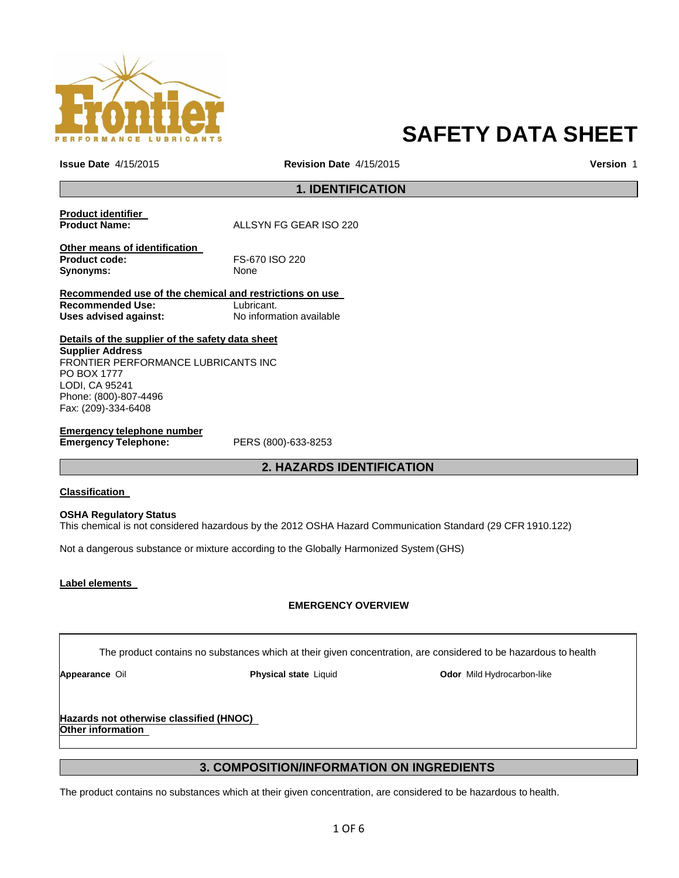# SAFETY DATA SHEET

**Issue Date** 4/15/2015 **Revision Date** 4/15/2015 **Version** 1

## 1. IDENTIFICATION

**Product identifier**

**Product Name:** ALLSYN FG GEAR ISO 220

**Other means of identification**

**Product code:** FS-670 ISO 220

**Synonyms:** None

**Recommended use of the chemical and restrictions on use**

**Recommended Use:** Lubricant.

**Uses advised against:** No information available

**Details of the supplier of the safety data sheet**

**Supplier Address**

FRONTIER PERFORMANCE LUBRICANTS INC
PO BOX 1777
LODI, CA 95241
Phone: (800)-807-4496
Fax: (209)-334-6408

**Emergency telephone number**

**Emergency Telephone:** PERS (800)-633-8253

## 2. HAZARDS IDENTIFICATION

**Classification**

**OSHA Regulatory Status**

This chemical is not considered hazardous by the 2012 OSHA Hazard Communication Standard (29 CFR 1910.122)

Not a dangerous substance or mixture according to the Globally Harmonized System (GHS)

**Label elements**

**EMERGENCY OVERVIEW**

The product contains no substances which at their given concentration, are considered to be hazardous to health

**Appearance** Oil **Physical state** Liquid **Odor** Mild Hydrocarbon-like

**Hazards not otherwise classified (HNOC)**

**Other information**

## 3. COMPOSITION/INFORMATION ON INGREDIENTS

The product contains no substances which at their given concentration, are considered to be hazardous to health.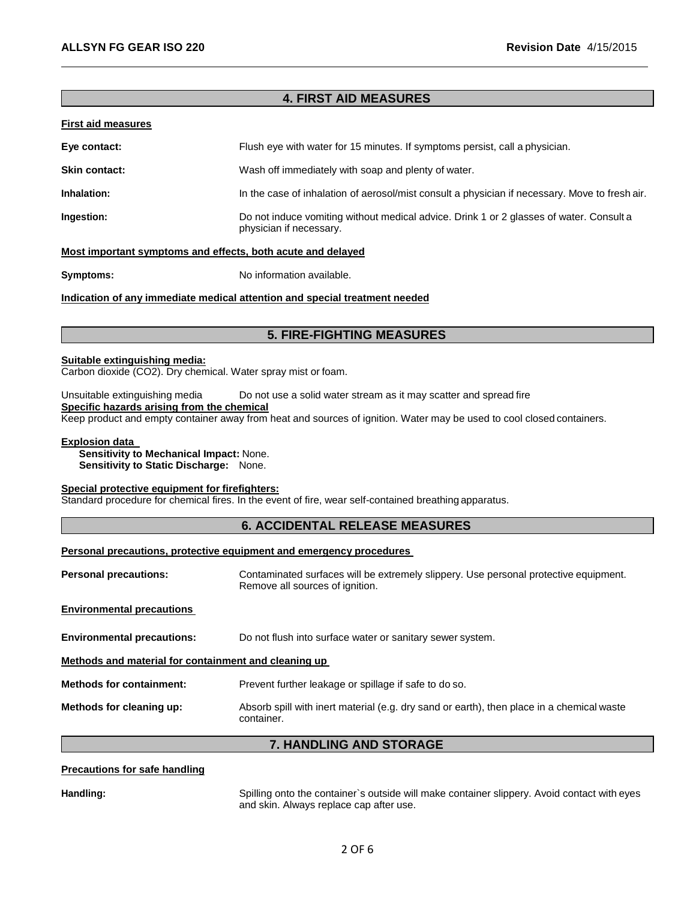## 4. FIRST AID MEASURES

### First aid measures

**Eye contact:** Flush eye with water for 15 minutes. If symptoms persist, call a physician.

**Skin contact:** Wash off immediately with soap and plenty of water.

**Inhalation:** In the case of inhalation of aerosol/mist consult a physician if necessary. Move to fresh air.

**Ingestion:** Do not induce vomiting without medical advice. Drink 1 or 2 glasses of water. Consult a physician if necessary.

### Most important symptoms and effects, both acute and delayed

**Symptoms:** No information available.

### Indication of any immediate medical attention and special treatment needed

## 5. FIRE-FIGHTING MEASURES

### Suitable extinguishing media:

Carbon dioxide ($CO_2$). Dry chemical. Water spray mist or foam.

Unsuitable extinguishing media Do not use a solid water stream as it may scatter and spread fire

### Specific hazards arising from the chemical

Keep product and empty container away from heat and sources of ignition. Water may be used to cool closed containers.

### Explosion data

**Sensitivity to Mechanical Impact:** None.
**Sensitivity to Static Discharge:** None.

### Special protective equipment for firefighters:

Standard procedure for chemical fires. In the event of fire, wear self-contained breathing apparatus.

## 6. ACCIDENTAL RELEASE MEASURES

### Personal precautions, protective equipment and emergency procedures

**Personal precautions:** Contaminated surfaces will be extremely slippery. Use personal protective equipment. Remove all sources of ignition.

### Environmental precautions

**Environmental precautions:** Do not flush into surface water or sanitary sewer system.

### Methods and material for containment and cleaning up

**Methods for containment:** Prevent further leakage or spillage if safe to do so.

**Methods for cleaning up:** Absorb spill with inert material (e.g. dry sand or earth), then place in a chemical waste container.

## 7. HANDLING AND STORAGE

### Precautions for safe handling

**Handling:** Spilling onto the container`s outside will make container slippery. Avoid contact with eyes and skin. Always replace cap after use.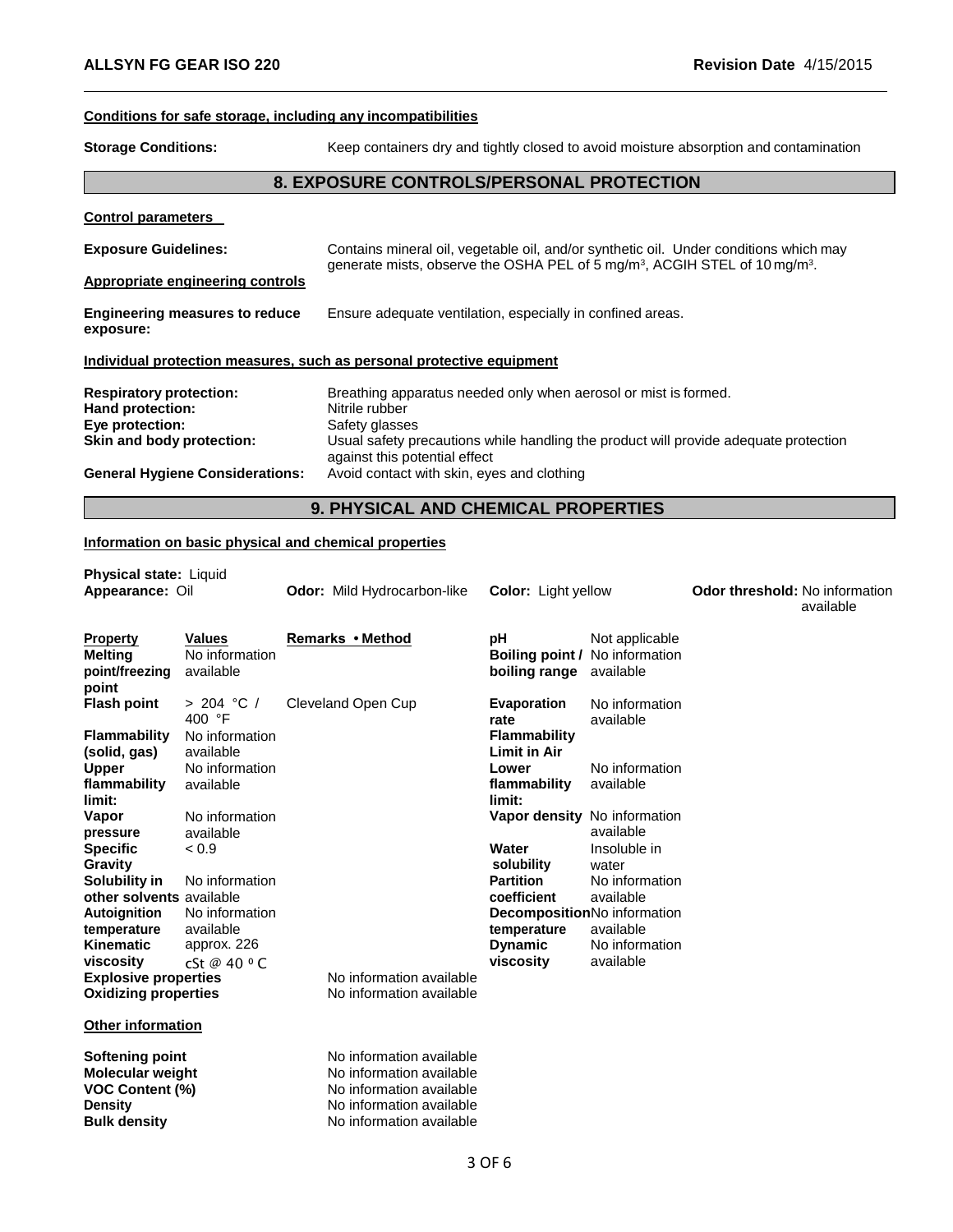**Conditions for safe storage, including any incompatibilities**

**Storage Conditions:** Keep containers dry and tightly closed to avoid moisture absorption and contamination

## 8. EXPOSURE CONTROLS/PERSONAL PROTECTION

**Control parameters**

**Exposure Guidelines:** Contains mineral oil, vegetable oil, and/or synthetic oil. Under conditions which may generate mists, observe the OSHA PEL of 5 mg/m³, ACGIH STEL of 10 mg/m³.

**Appropriate engineering controls**

**Engineering measures to reduce exposure:** Ensure adequate ventilation, especially in confined areas.

**Individual protection measures, such as personal protective equipment**

**Respiratory protection:** Breathing apparatus needed only when aerosol or mist is formed.
**Hand protection:** Nitrile rubber
**Eye protection:** Safety glasses
**Skin and body protection:** Usual safety precautions while handling the product will provide adequate protection against this potential effect
**General Hygiene Considerations:** Avoid contact with skin, eyes and clothing

## 9. PHYSICAL AND CHEMICAL PROPERTIES

**Information on basic physical and chemical properties**

**Physical state:** Liquid
**Appearance:** Oil **Odor:** Mild Hydrocarbon-like **Color:** Light yellow **Odor threshold:** No information available

| Property | Values | Remarks • Method | Property | Values |
|---|---|---|---|---|
| **Melting point/freezing point** | No information available | | **pH** | Not applicable |
| | | | **Boiling point / boiling range** | No information available |
| **Flash point** | > 204 °C / 400 °F | Cleveland Open Cup | **Evaporation rate** | No information available |
| **Flammability (solid, gas)** | No information available | | **Flammability Limit in Air** | |
| **Upper flammability limit:** | No information available | | **Lower flammability limit:** | No information available |
| **Vapor pressure** | No information available | | **Vapor density** | No information available |
| **Specific Gravity** | < 0.9 | | **Water solubility** | Insoluble in water |
| **Solubility in other solvents** | No information available | | **Partition coefficient** | No information available |
| **Autoignition temperature** | No information available | | **Decomposition temperature** | No information available |
| **Kinematic viscosity** | approx. 226 cSt @ 40 ºC | | **Dynamic viscosity** | No information available |
| **Explosive properties** | | No information available | | |
| **Oxidizing properties** | | No information available | | |

**Other information**

| | |
|---|---|
| **Softening point** | No information available |
| **Molecular weight** | No information available |
| **VOC Content (%)** | No information available |
| **Density** | No information available |
| **Bulk density** | No information available |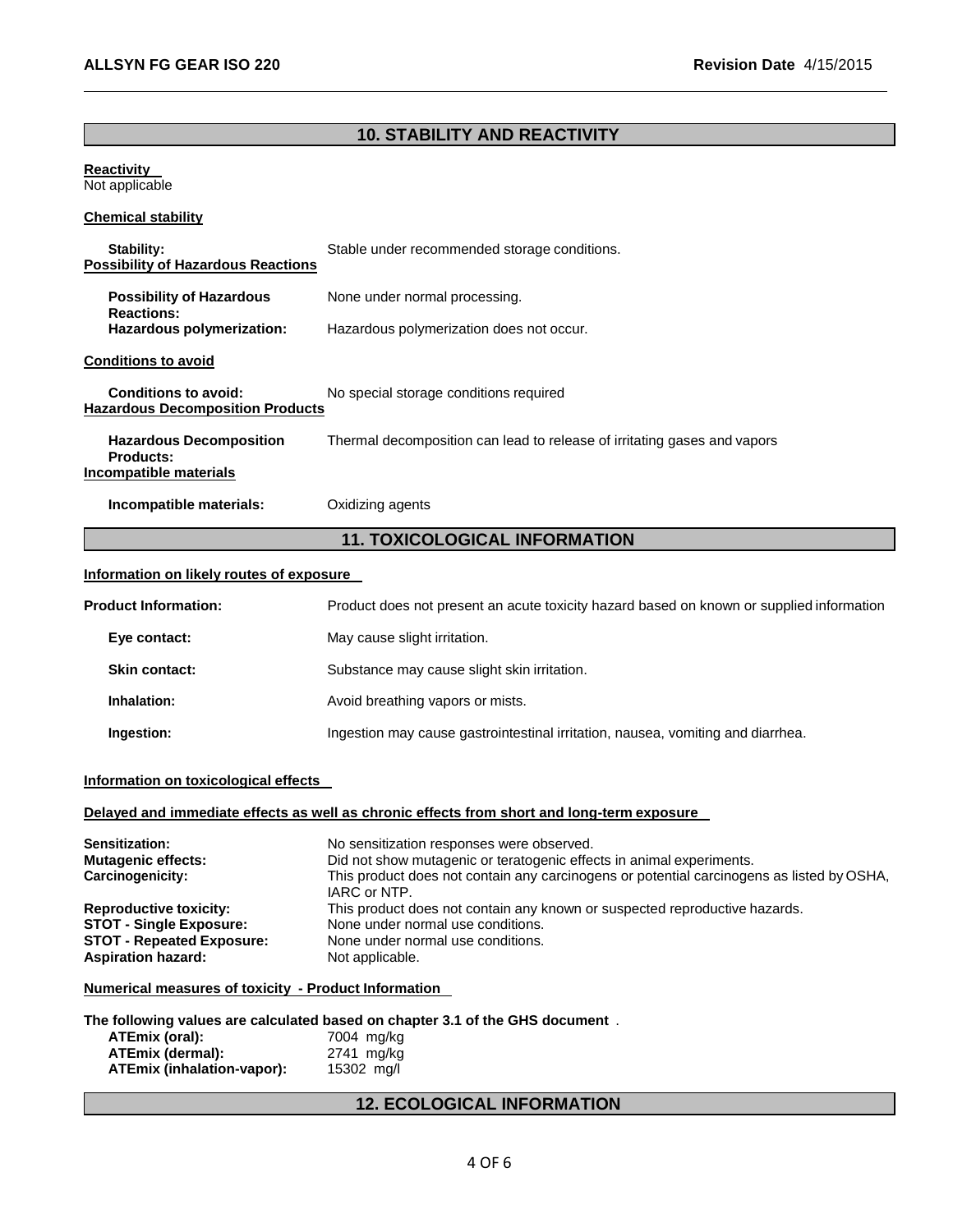## 10. STABILITY AND REACTIVITY

**Reactivity**

Not applicable

**Chemical stability**

**Stability:** Stable under recommended storage conditions.

**Possibility of Hazardous Reactions**

**Possibility of Hazardous Reactions:** None under normal processing.

**Hazardous polymerization:** Hazardous polymerization does not occur.

**Conditions to avoid**

**Conditions to avoid:** No special storage conditions required

**Hazardous Decomposition Products**

**Hazardous Decomposition Products:** Thermal decomposition can lead to release of irritating gases and vapors

**Incompatible materials**

**Incompatible materials:** Oxidizing agents

## 11. TOXICOLOGICAL INFORMATION

**Information on likely routes of exposure**

**Product Information:** Product does not present an acute toxicity hazard based on known or supplied information

**Eye contact:** May cause slight irritation.

**Skin contact:** Substance may cause slight skin irritation.

**Inhalation:** Avoid breathing vapors or mists.

**Ingestion:** Ingestion may cause gastrointestinal irritation, nausea, vomiting and diarrhea.

**Information on toxicological effects**

**Delayed and immediate effects as well as chronic effects from short and long-term exposure**

**Sensitization:** No sensitization responses were observed.

**Mutagenic effects:** Did not show mutagenic or teratogenic effects in animal experiments.

**Carcinogenicity:** This product does not contain any carcinogens or potential carcinogens as listed by OSHA, IARC or NTP.

**Reproductive toxicity:** This product does not contain any known or suspected reproductive hazards.

**STOT - Single Exposure:** None under normal use conditions.

**STOT - Repeated Exposure:** None under normal use conditions.

**Aspiration hazard:** Not applicable.

**Numerical measures of toxicity - Product Information**

**The following values are calculated based on chapter 3.1 of the GHS document** .

**ATEmix (oral):** 7004 mg/kg

**ATEmix (dermal):** 2741 mg/kg

**ATEmix (inhalation-vapor):** 15302 mg/l

## 12. ECOLOGICAL INFORMATION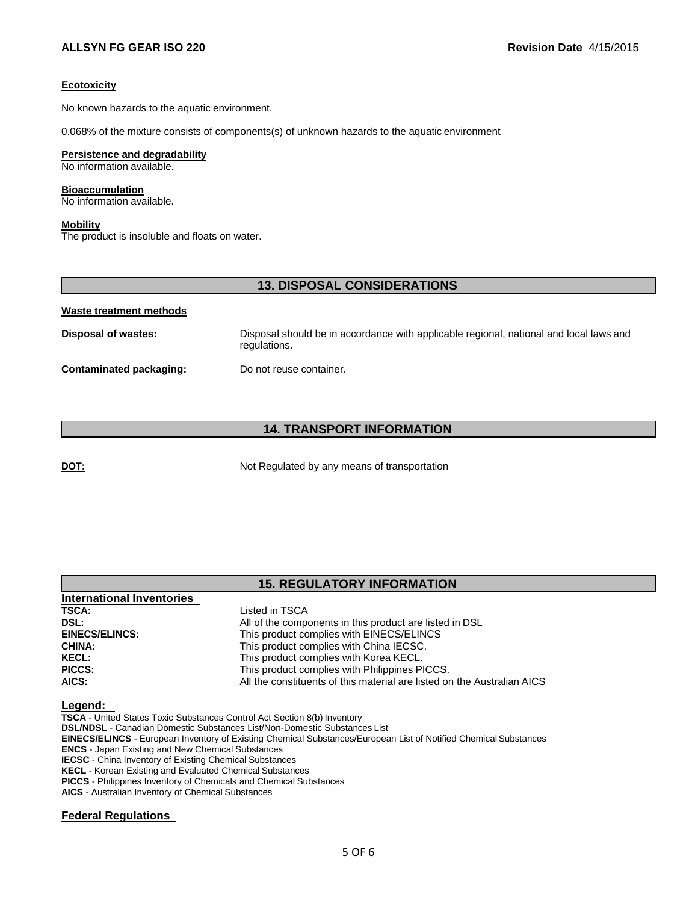**Ecotoxicity**

No known hazards to the aquatic environment.

0.068% of the mixture consists of components(s) of unknown hazards to the aquatic environment

**Persistence and degradability**
No information available.

**Bioaccumulation**
No information available.

**Mobility**
The product is insoluble and floats on water.

## 13. DISPOSAL CONSIDERATIONS

**Waste treatment methods**

| | |
|---|---|
| **Disposal of wastes:** | Disposal should be in accordance with applicable regional, national and local laws and regulations. |
| **Contaminated packaging:** | Do not reuse container. |

## 14. TRANSPORT INFORMATION

| | |
|---|---|
| **DOT:** | Not Regulated by any means of transportation |

## 15. REGULATORY INFORMATION

**International Inventories**

| | |
|---|---|
| **TSCA:** | Listed in TSCA |
| **DSL:** | All of the components in this product are listed in DSL |
| **EINECS/ELINCS:** | This product complies with EINECS/ELINCS |
| **CHINA:** | This product complies with China IECSC. |
| **KECL:** | This product complies with Korea KECL. |
| **PICCS:** | This product complies with Philippines PICCS. |
| **AICS:** | All the constituents of this material are listed on the Australian AICS |

**Legend:**

**TSCA** - United States Toxic Substances Control Act Section 8(b) Inventory
**DSL/NDSL** - Canadian Domestic Substances List/Non-Domestic Substances List
**EINECS/ELINCS** - European Inventory of Existing Chemical Substances/European List of Notified Chemical Substances
**ENCS** - Japan Existing and New Chemical Substances
**IECSC** - China Inventory of Existing Chemical Substances
**KECL** - Korean Existing and Evaluated Chemical Substances
**PICCS** - Philippines Inventory of Chemicals and Chemical Substances
**AICS** - Australian Inventory of Chemical Substances

**Federal Regulations**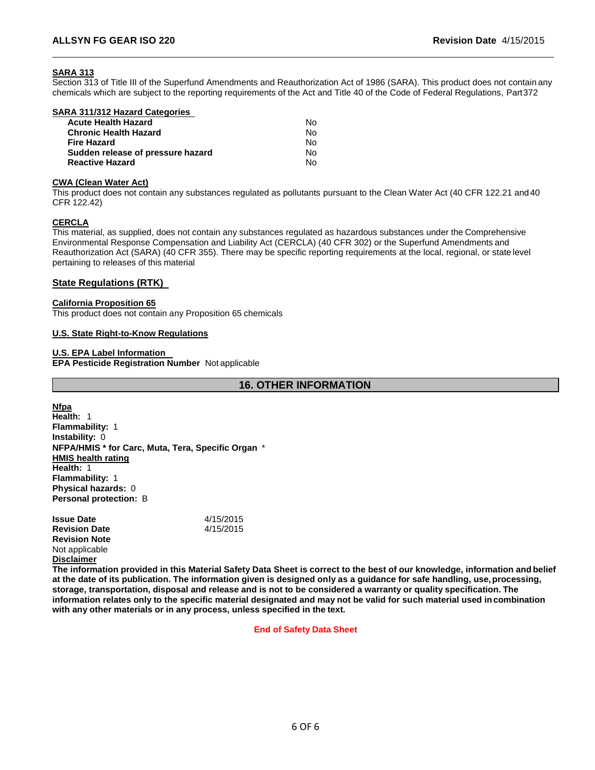**SARA 313**

Section 313 of Title III of the Superfund Amendments and Reauthorization Act of 1986 (SARA). This product does not contain any chemicals which are subject to the reporting requirements of the Act and Title 40 of the Code of Federal Regulations, Part372

**SARA 311/312 Hazard Categories**

| | |
|---|---|
| **Acute Health Hazard** | No |
| **Chronic Health Hazard** | No |
| **Fire Hazard** | No |
| **Sudden release of pressure hazard** | No |
| **Reactive Hazard** | No |

**CWA (Clean Water Act)**

This product does not contain any substances regulated as pollutants pursuant to the Clean Water Act (40 CFR 122.21 and 40 CFR 122.42)

**CERCLA**

This material, as supplied, does not contain any substances regulated as hazardous substances under the Comprehensive Environmental Response Compensation and Liability Act (CERCLA) (40 CFR 302) or the Superfund Amendments and Reauthorization Act (SARA) (40 CFR 355). There may be specific reporting requirements at the local, regional, or state level pertaining to releases of this material

### State Regulations (RTK)

**California Proposition 65**

This product does not contain any Proposition 65 chemicals

**U.S. State Right-to-Know Regulations**

**U.S. EPA Label Information**

**EPA Pesticide Registration Number** Not applicable

## 16. OTHER INFORMATION

**Nfpa**

**Health:** 1
**Flammability:** 1
**Instability:** 0
**NFPA/HMIS * for Carc, Muta, Tera, Specific Organ** *

**HMIS health rating**

**Health:** 1
**Flammability:** 1
**Physical hazards:** 0
**Personal protection:** B

**Issue Date** 4/15/2015
**Revision Date** 4/15/2015
**Revision Note**
Not applicable

**Disclaimer**

**The information provided in this Material Safety Data Sheet is correct to the best of our knowledge, information and belief at the date of its publication. The information given is designed only as a guidance for safe handling, use, processing, storage, transportation, disposal and release and is not to be considered a warranty or quality specification. The information relates only to the specific material designated and may not be valid for such material used in combination with any other materials or in any process, unless specified in the text.**

**End of Safety Data Sheet**